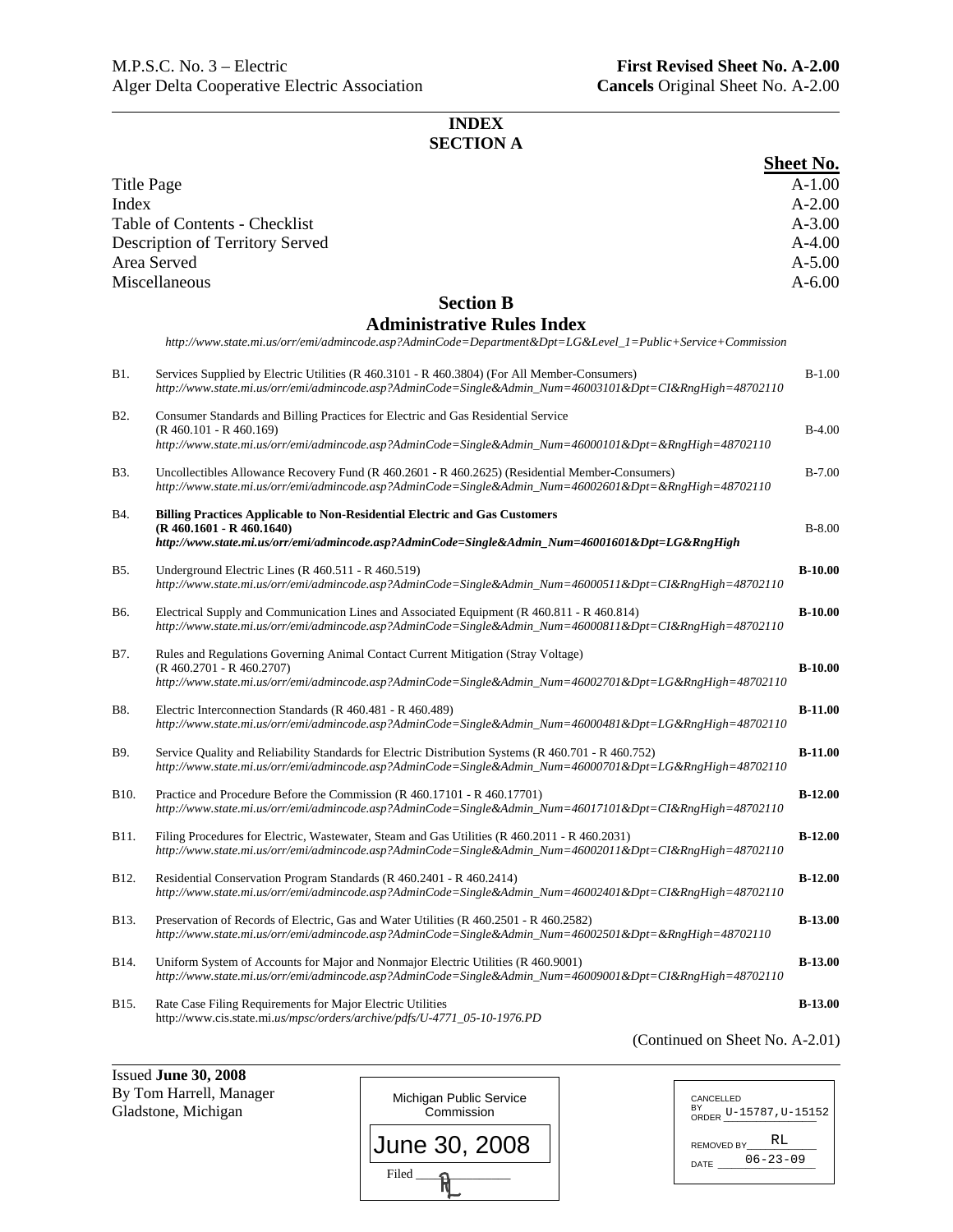M.P.S.C. No. 3 – Electric
Alger Delta Cooperative Electric Association

**First Revised Sheet No. A-2.00**
**Cancels** Original Sheet No. A-2.00

## INDEX
## SECTION A

| | **Sheet No.** |
|---|---|
| Title Page | A-1.00 |
| Index | A-2.00 |
| Table of Contents - Checklist | A-3.00 |
| Description of Territory Served | A-4.00 |
| Area Served | A-5.00 |
| Miscellaneous | A-6.00 |

## Section B
## Administrative Rules Index

*http://www.state.mi.us/orr/emi/admincode.asp?AdminCode=Department&Dpt=LG&Level_1=Public+Service+Commission*

| | | |
|---|---|---|
| B1. | Services Supplied by Electric Utilities (R 460.3101 - R 460.3804) (For All Member-Consumers)<br>*http://www.state.mi.us/orr/emi/admincode.asp?AdminCode=Single&Admin_Num=46003101&Dpt=CI&RngHigh=48702110* | B-1.00 |
| B2. | Consumer Standards and Billing Practices for Electric and Gas Residential Service<br>(R 460.101 - R 460.169)<br>*http://www.state.mi.us/orr/emi/admincode.asp?AdminCode=Single&Admin_Num=46000101&Dpt=&RngHigh=48702110* | B-4.00 |
| B3. | Uncollectibles Allowance Recovery Fund (R 460.2601 - R 460.2625) (Residential Member-Consumers)<br>*http://www.state.mi.us/orr/emi/admincode.asp?AdminCode=Single&Admin_Num=46002601&Dpt=&RngHigh=48702110* | B-7.00 |
| B4. | **Billing Practices Applicable to Non-Residential Electric and Gas Customers**<br>**(R 460.1601 - R 460.1640)**<br>***http://www.state.mi.us/orr/emi/admincode.asp?AdminCode=Single&Admin_Num=46001601&Dpt=LG&RngHigh*** | B-8.00 |
| B5. | Underground Electric Lines (R 460.511 - R 460.519)<br>*http://www.state.mi.us/orr/emi/admincode.asp?AdminCode=Single&Admin_Num=46000511&Dpt=CI&RngHigh=48702110* | **B-10.00** |
| B6. | Electrical Supply and Communication Lines and Associated Equipment (R 460.811 - R 460.814)<br>*http://www.state.mi.us/orr/emi/admincode.asp?AdminCode=Single&Admin_Num=46000811&Dpt=CI&RngHigh=48702110* | **B-10.00** |
| B7. | Rules and Regulations Governing Animal Contact Current Mitigation (Stray Voltage)<br>(R 460.2701 - R 460.2707)<br>*http://www.state.mi.us/orr/emi/admincode.asp?AdminCode=Single&Admin_Num=46002701&Dpt=LG&RngHigh=48702110* | **B-10.00** |
| B8. | Electric Interconnection Standards (R 460.481 - R 460.489)<br>*http://www.state.mi.us/orr/emi/admincode.asp?AdminCode=Single&Admin_Num=46000481&Dpt=LG&RngHigh=48702110* | **B-11.00** |
| B9. | Service Quality and Reliability Standards for Electric Distribution Systems (R 460.701 - R 460.752)<br>*http://www.state.mi.us/orr/emi/admincode.asp?AdminCode=Single&Admin_Num=46000701&Dpt=LG&RngHigh=48702110* | **B-11.00** |
| B10. | Practice and Procedure Before the Commission (R 460.17101 - R 460.17701)<br>*http://www.state.mi.us/orr/emi/admincode.asp?AdminCode=Single&Admin_Num=46017101&Dpt=CI&RngHigh=48702110* | **B-12.00** |
| B11. | Filing Procedures for Electric, Wastewater, Steam and Gas Utilities (R 460.2011 - R 460.2031)<br>*http://www.state.mi.us/orr/emi/admincode.asp?AdminCode=Single&Admin_Num=46002011&Dpt=CI&RngHigh=48702110* | **B-12.00** |
| B12. | Residential Conservation Program Standards (R 460.2401 - R 460.2414)<br>*http://www.state.mi.us/orr/emi/admincode.asp?AdminCode=Single&Admin_Num=46002401&Dpt=CI&RngHigh=48702110* | **B-12.00** |
| B13. | Preservation of Records of Electric, Gas and Water Utilities (R 460.2501 - R 460.2582)<br>*http://www.state.mi.us/orr/emi/admincode.asp?AdminCode=Single&Admin_Num=46002501&Dpt=&RngHigh=48702110* | **B-13.00** |
| B14. | Uniform System of Accounts for Major and Nonmajor Electric Utilities (R 460.9001)<br>*http://www.state.mi.us/orr/emi/admincode.asp?AdminCode=Single&Admin_Num=46009001&Dpt=CI&RngHigh=48702110* | **B-13.00** |
| B15. | Rate Case Filing Requirements for Major Electric Utilities<br>http://www.cis.state.mi.*us/mpsc/orders/archive/pdfs/U-4771_05-10-1976.PD* | **B-13.00** |

(Continued on Sheet No. A-2.01)

Issued **June 30, 2008**
By Tom Harrell, Manager
Gladstone, Michigan

Michigan Public Service Commission
June 30, 2008
Filed ______

CANCELLED BY ORDER U-15787,U-15152
REMOVED BY RL
DATE 06-23-09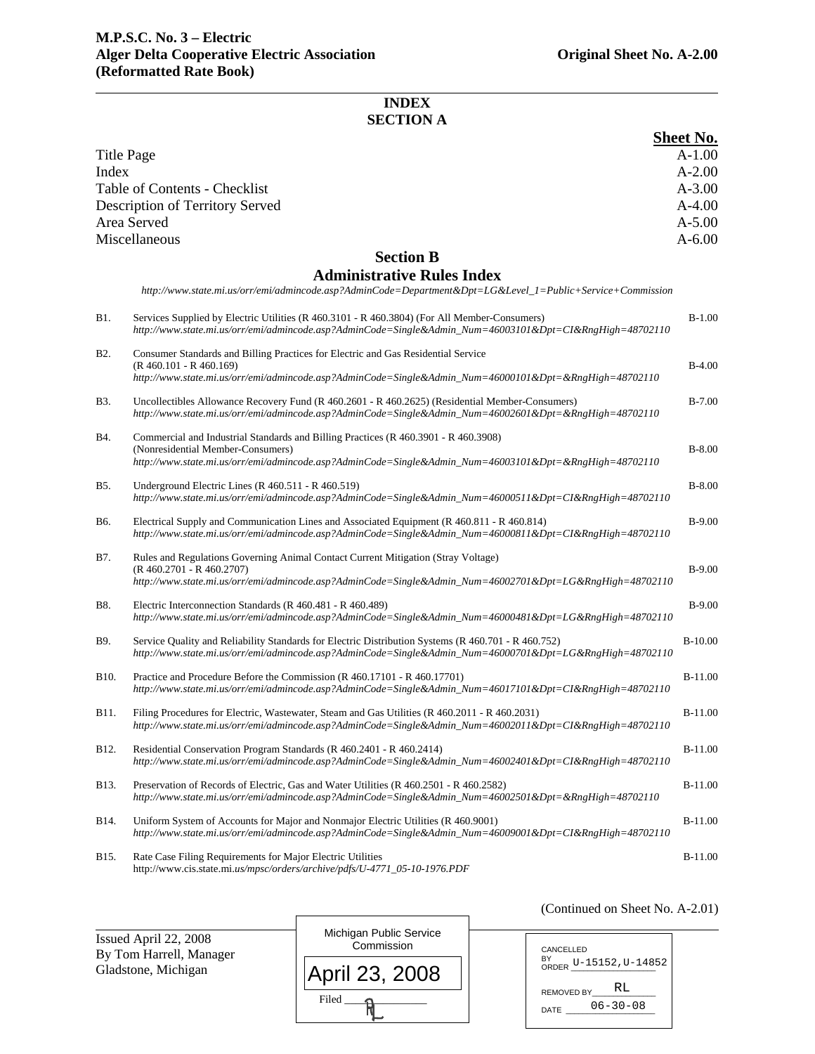M.P.S.C. No. 3 – Electric
Alger Delta Cooperative Electric Association
(Reformatted Rate Book)

Original Sheet No. A-2.00

## INDEX
## SECTION A

| | Sheet No. |
|---|---|
| Title Page | A-1.00 |
| Index | A-2.00 |
| Table of Contents - Checklist | A-3.00 |
| Description of Territory Served | A-4.00 |
| Area Served | A-5.00 |
| Miscellaneous | A-6.00 |

## Section B
## Administrative Rules Index

*http://www.state.mi.us/orr/emi/admincode.asp?AdminCode=Department&Dpt=LG&Level_1=Public+Service+Commission*

| | | |
|---|---|---|
| B1. | Services Supplied by Electric Utilities (R 460.3101 - R 460.3804) (For All Member-Consumers)<br>*http://www.state.mi.us/orr/emi/admincode.asp?AdminCode=Single&Admin_Num=46003101&Dpt=CI&RngHigh=48702110* | B-1.00 |
| B2. | Consumer Standards and Billing Practices for Electric and Gas Residential Service<br>(R 460.101 - R 460.169)<br>*http://www.state.mi.us/orr/emi/admincode.asp?AdminCode=Single&Admin_Num=46000101&Dpt=&RngHigh=48702110* | B-4.00 |
| B3. | Uncollectibles Allowance Recovery Fund (R 460.2601 - R 460.2625) (Residential Member-Consumers)<br>*http://www.state.mi.us/orr/emi/admincode.asp?AdminCode=Single&Admin_Num=46002601&Dpt=&RngHigh=48702110* | B-7.00 |
| B4. | Commercial and Industrial Standards and Billing Practices (R 460.3901 - R 460.3908)<br>(Nonresidential Member-Consumers)<br>*http://www.state.mi.us/orr/emi/admincode.asp?AdminCode=Single&Admin_Num=46003101&Dpt=&RngHigh=48702110* | B-8.00 |
| B5. | Underground Electric Lines (R 460.511 - R 460.519)<br>*http://www.state.mi.us/orr/emi/admincode.asp?AdminCode=Single&Admin_Num=46000511&Dpt=CI&RngHigh=48702110* | B-8.00 |
| B6. | Electrical Supply and Communication Lines and Associated Equipment (R 460.811 - R 460.814)<br>*http://www.state.mi.us/orr/emi/admincode.asp?AdminCode=Single&Admin_Num=46000811&Dpt=CI&RngHigh=48702110* | B-9.00 |
| B7. | Rules and Regulations Governing Animal Contact Current Mitigation (Stray Voltage)<br>(R 460.2701 - R 460.2707)<br>*http://www.state.mi.us/orr/emi/admincode.asp?AdminCode=Single&Admin_Num=46002701&Dpt=LG&RngHigh=48702110* | B-9.00 |
| B8. | Electric Interconnection Standards (R 460.481 - R 460.489)<br>*http://www.state.mi.us/orr/emi/admincode.asp?AdminCode=Single&Admin_Num=46000481&Dpt=LG&RngHigh=48702110* | B-9.00 |
| B9. | Service Quality and Reliability Standards for Electric Distribution Systems (R 460.701 - R 460.752)<br>*http://www.state.mi.us/orr/emi/admincode.asp?AdminCode=Single&Admin_Num=46000701&Dpt=LG&RngHigh=48702110* | B-10.00 |
| B10. | Practice and Procedure Before the Commission (R 460.17101 - R 460.17701)<br>*http://www.state.mi.us/orr/emi/admincode.asp?AdminCode=Single&Admin_Num=46017101&Dpt=CI&RngHigh=48702110* | B-11.00 |
| B11. | Filing Procedures for Electric, Wastewater, Steam and Gas Utilities (R 460.2011 - R 460.2031)<br>*http://www.state.mi.us/orr/emi/admincode.asp?AdminCode=Single&Admin_Num=46002011&Dpt=CI&RngHigh=48702110* | B-11.00 |
| B12. | Residential Conservation Program Standards (R 460.2401 - R 460.2414)<br>*http://www.state.mi.us/orr/emi/admincode.asp?AdminCode=Single&Admin_Num=46002401&Dpt=CI&RngHigh=48702110* | B-11.00 |
| B13. | Preservation of Records of Electric, Gas and Water Utilities (R 460.2501 - R 460.2582)<br>*http://www.state.mi.us/orr/emi/admincode.asp?AdminCode=Single&Admin_Num=46002501&Dpt=&RngHigh=48702110* | B-11.00 |
| B14. | Uniform System of Accounts for Major and Nonmajor Electric Utilities (R 460.9001)<br>*http://www.state.mi.us/orr/emi/admincode.asp?AdminCode=Single&Admin_Num=46009001&Dpt=CI&RngHigh=48702110* | B-11.00 |
| B15. | Rate Case Filing Requirements for Major Electric Utilities<br>http://www.cis.state.mi.*us/mpsc/orders/archive/pdfs/U-4771_05-10-1976.PDF* | B-11.00 |

(Continued on Sheet No. A-2.01)

Issued April 22, 2008
By Tom Harrell, Manager
Gladstone, Michigan

Michigan Public Service Commission
April 23, 2008
Filed

CANCELLED BY ORDER U-15152,U-14852
REMOVED BY RL
DATE 06-30-08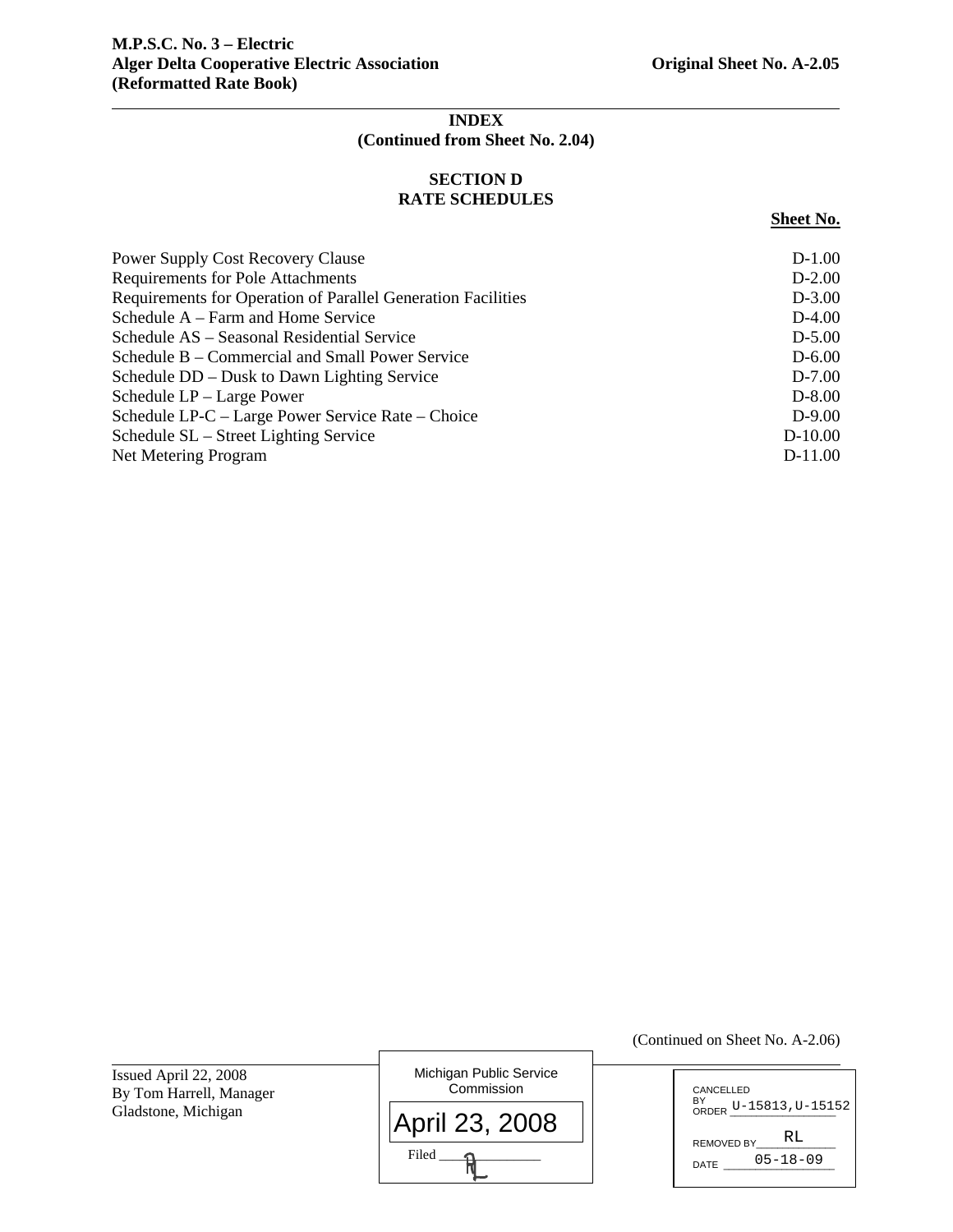**INDEX**
**(Continued from Sheet No. 2.04)**

## SECTION D
## RATE SCHEDULES

| | Sheet No. |
|---|---|
| Power Supply Cost Recovery Clause | D-1.00 |
| Requirements for Pole Attachments | D-2.00 |
| Requirements for Operation of Parallel Generation Facilities | D-3.00 |
| Schedule A – Farm and Home Service | D-4.00 |
| Schedule AS – Seasonal Residential Service | D-5.00 |
| Schedule B – Commercial and Small Power Service | D-6.00 |
| Schedule DD – Dusk to Dawn Lighting Service | D-7.00 |
| Schedule LP – Large Power | D-8.00 |
| Schedule LP-C – Large Power Service Rate – Choice | D-9.00 |
| Schedule SL – Street Lighting Service | D-10.00 |
| Net Metering Program | D-11.00 |

(Continued on Sheet No. A-2.06)

Issued April 22, 2008
By Tom Harrell, Manager
Gladstone, Michigan

Michigan Public Service Commission
April 23, 2008
Filed RL

CANCELLED BY ORDER U-15813,U-15152
REMOVED BY RL
DATE 05-18-09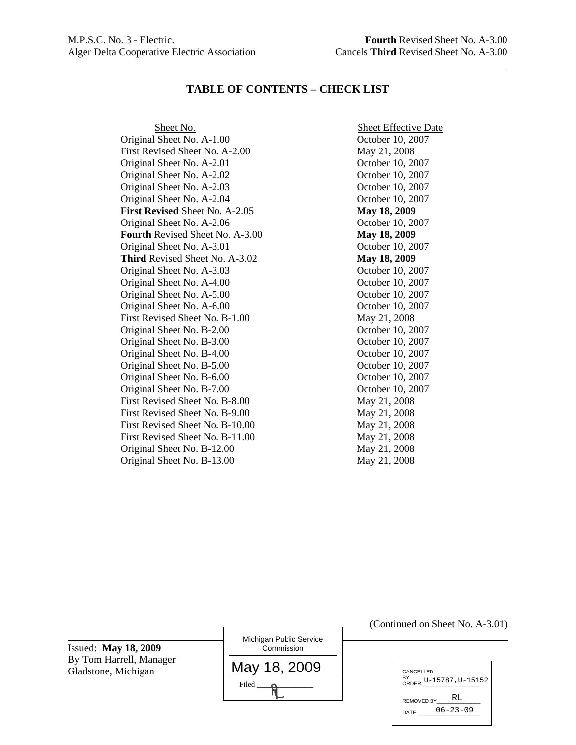M.P.S.C. No. 3 - Electric. **Fourth** Revised Sheet No. A-3.00
Alger Delta Cooperative Electric Association Cancels **Third** Revised Sheet No. A-3.00

## TABLE OF CONTENTS – CHECK LIST

| Sheet No. | Sheet Effective Date |
|---|---|
| Original Sheet No. A-1.00 | October 10, 2007 |
| First Revised Sheet No. A-2.00 | May 21, 2008 |
| Original Sheet No. A-2.01 | October 10, 2007 |
| Original Sheet No. A-2.02 | October 10, 2007 |
| Original Sheet No. A-2.03 | October 10, 2007 |
| Original Sheet No. A-2.04 | October 10, 2007 |
| **First Revised** Sheet No. A-2.05 | **May 18, 2009** |
| Original Sheet No. A-2.06 | October 10, 2007 |
| **Fourth** Revised Sheet No. A-3.00 | **May 18, 2009** |
| Original Sheet No. A-3.01 | October 10, 2007 |
| **Third** Revised Sheet No. A-3.02 | **May 18, 2009** |
| Original Sheet No. A-3.03 | October 10, 2007 |
| Original Sheet No. A-4.00 | October 10, 2007 |
| Original Sheet No. A-5.00 | October 10, 2007 |
| Original Sheet No. A-6.00 | October 10, 2007 |
| First Revised Sheet No. B-1.00 | May 21, 2008 |
| Original Sheet No. B-2.00 | October 10, 2007 |
| Original Sheet No. B-3.00 | October 10, 2007 |
| Original Sheet No. B-4.00 | October 10, 2007 |
| Original Sheet No. B-5.00 | October 10, 2007 |
| Original Sheet No. B-6.00 | October 10, 2007 |
| Original Sheet No. B-7.00 | October 10, 2007 |
| First Revised Sheet No. B-8.00 | May 21, 2008 |
| First Revised Sheet No. B-9.00 | May 21, 2008 |
| First Revised Sheet No. B-10.00 | May 21, 2008 |
| First Revised Sheet No. B-11.00 | May 21, 2008 |
| Original Sheet No. B-12.00 | May 21, 2008 |
| Original Sheet No. B-13.00 | May 21, 2008 |

(Continued on Sheet No. A-3.01)

Issued: **May 18, 2009**
By Tom Harrell, Manager
Gladstone, Michigan

Michigan Public Service Commission
May 18, 2009
Filed RL

CANCELLED BY ORDER U-15787,U-15152
REMOVED BY RL
DATE 06-23-09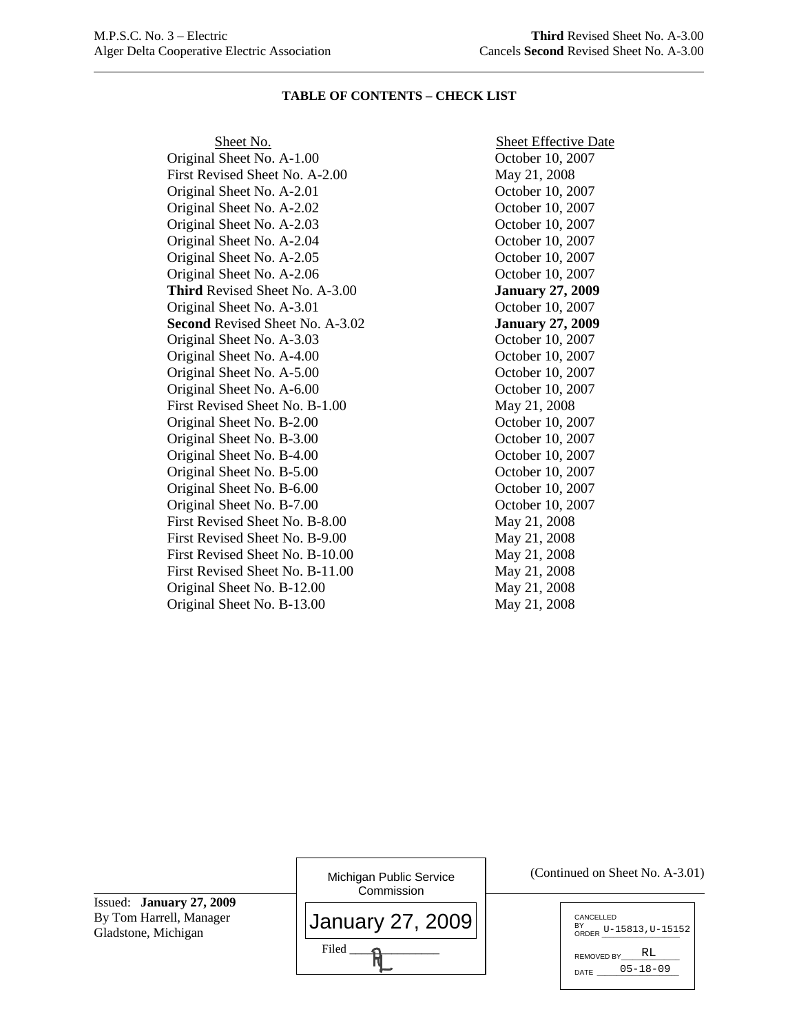M.P.S.C. No. 3 – Electric
Alger Delta Cooperative Electric Association

**Third** Revised Sheet No. A-3.00
Cancels **Second** Revised Sheet No. A-3.00

**TABLE OF CONTENTS – CHECK LIST**

| Sheet No. | Sheet Effective Date |
|---|---|
| Original Sheet No. A-1.00 | October 10, 2007 |
| First Revised Sheet No. A-2.00 | May 21, 2008 |
| Original Sheet No. A-2.01 | October 10, 2007 |
| Original Sheet No. A-2.02 | October 10, 2007 |
| Original Sheet No. A-2.03 | October 10, 2007 |
| Original Sheet No. A-2.04 | October 10, 2007 |
| Original Sheet No. A-2.05 | October 10, 2007 |
| Original Sheet No. A-2.06 | October 10, 2007 |
| **Third** Revised Sheet No. A-3.00 | **January 27, 2009** |
| Original Sheet No. A-3.01 | October 10, 2007 |
| **Second** Revised Sheet No. A-3.02 | **January 27, 2009** |
| Original Sheet No. A-3.03 | October 10, 2007 |
| Original Sheet No. A-4.00 | October 10, 2007 |
| Original Sheet No. A-5.00 | October 10, 2007 |
| Original Sheet No. A-6.00 | October 10, 2007 |
| First Revised Sheet No. B-1.00 | May 21, 2008 |
| Original Sheet No. B-2.00 | October 10, 2007 |
| Original Sheet No. B-3.00 | October 10, 2007 |
| Original Sheet No. B-4.00 | October 10, 2007 |
| Original Sheet No. B-5.00 | October 10, 2007 |
| Original Sheet No. B-6.00 | October 10, 2007 |
| Original Sheet No. B-7.00 | October 10, 2007 |
| First Revised Sheet No. B-8.00 | May 21, 2008 |
| First Revised Sheet No. B-9.00 | May 21, 2008 |
| First Revised Sheet No. B-10.00 | May 21, 2008 |
| First Revised Sheet No. B-11.00 | May 21, 2008 |
| Original Sheet No. B-12.00 | May 21, 2008 |
| Original Sheet No. B-13.00 | May 21, 2008 |

(Continued on Sheet No. A-3.01)

Issued: **January 27, 2009**
By Tom Harrell, Manager
Gladstone, Michigan

Michigan Public Service Commission
January 27, 2009
Filed RL

CANCELLED BY ORDER U-15813,U-15152
REMOVED BY RL
DATE 05-18-09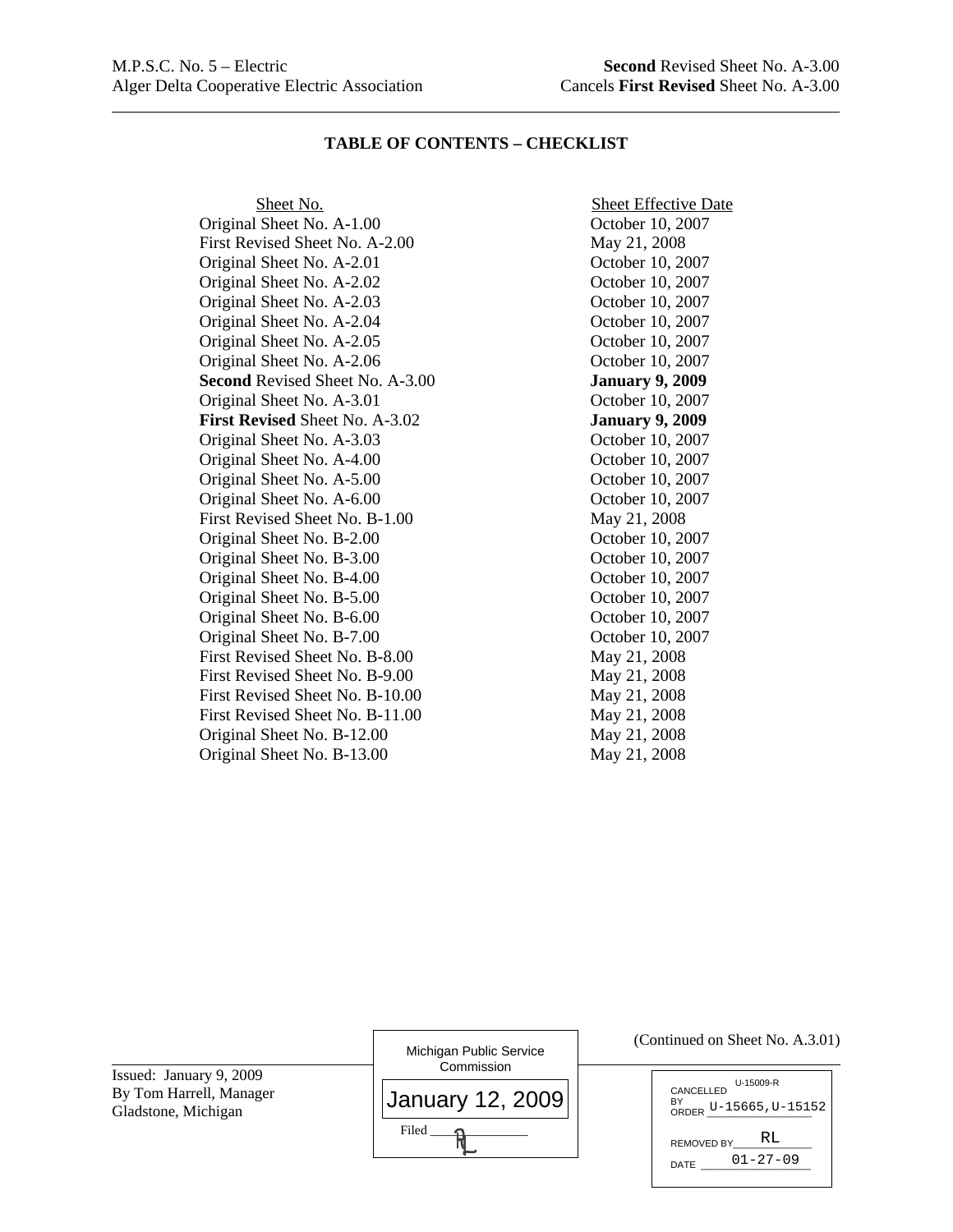M.P.S.C. No. 5 – Electric
Alger Delta Cooperative Electric Association

**Second** Revised Sheet No. A-3.00
Cancels **First Revised** Sheet No. A-3.00

## TABLE OF CONTENTS – CHECKLIST

| Sheet No. | Sheet Effective Date |
|---|---|
| Original Sheet No. A-1.00 | October 10, 2007 |
| First Revised Sheet No. A-2.00 | May 21, 2008 |
| Original Sheet No. A-2.01 | October 10, 2007 |
| Original Sheet No. A-2.02 | October 10, 2007 |
| Original Sheet No. A-2.03 | October 10, 2007 |
| Original Sheet No. A-2.04 | October 10, 2007 |
| Original Sheet No. A-2.05 | October 10, 2007 |
| Original Sheet No. A-2.06 | October 10, 2007 |
| **Second** Revised Sheet No. A-3.00 | **January 9, 2009** |
| Original Sheet No. A-3.01 | October 10, 2007 |
| **First Revised** Sheet No. A-3.02 | **January 9, 2009** |
| Original Sheet No. A-3.03 | October 10, 2007 |
| Original Sheet No. A-4.00 | October 10, 2007 |
| Original Sheet No. A-5.00 | October 10, 2007 |
| Original Sheet No. A-6.00 | October 10, 2007 |
| First Revised Sheet No. B-1.00 | May 21, 2008 |
| Original Sheet No. B-2.00 | October 10, 2007 |
| Original Sheet No. B-3.00 | October 10, 2007 |
| Original Sheet No. B-4.00 | October 10, 2007 |
| Original Sheet No. B-5.00 | October 10, 2007 |
| Original Sheet No. B-6.00 | October 10, 2007 |
| Original Sheet No. B-7.00 | October 10, 2007 |
| First Revised Sheet No. B-8.00 | May 21, 2008 |
| First Revised Sheet No. B-9.00 | May 21, 2008 |
| First Revised Sheet No. B-10.00 | May 21, 2008 |
| First Revised Sheet No. B-11.00 | May 21, 2008 |
| Original Sheet No. B-12.00 | May 21, 2008 |
| Original Sheet No. B-13.00 | May 21, 2008 |

(Continued on Sheet No. A.3.01)

Issued: January 9, 2009
By Tom Harrell, Manager
Gladstone, Michigan

Michigan Public Service Commission
January 12, 2009
Filed RL

CANCELLED BY ORDER U-15009-R U-15665,U-15152
REMOVED BY RL
DATE 01-27-09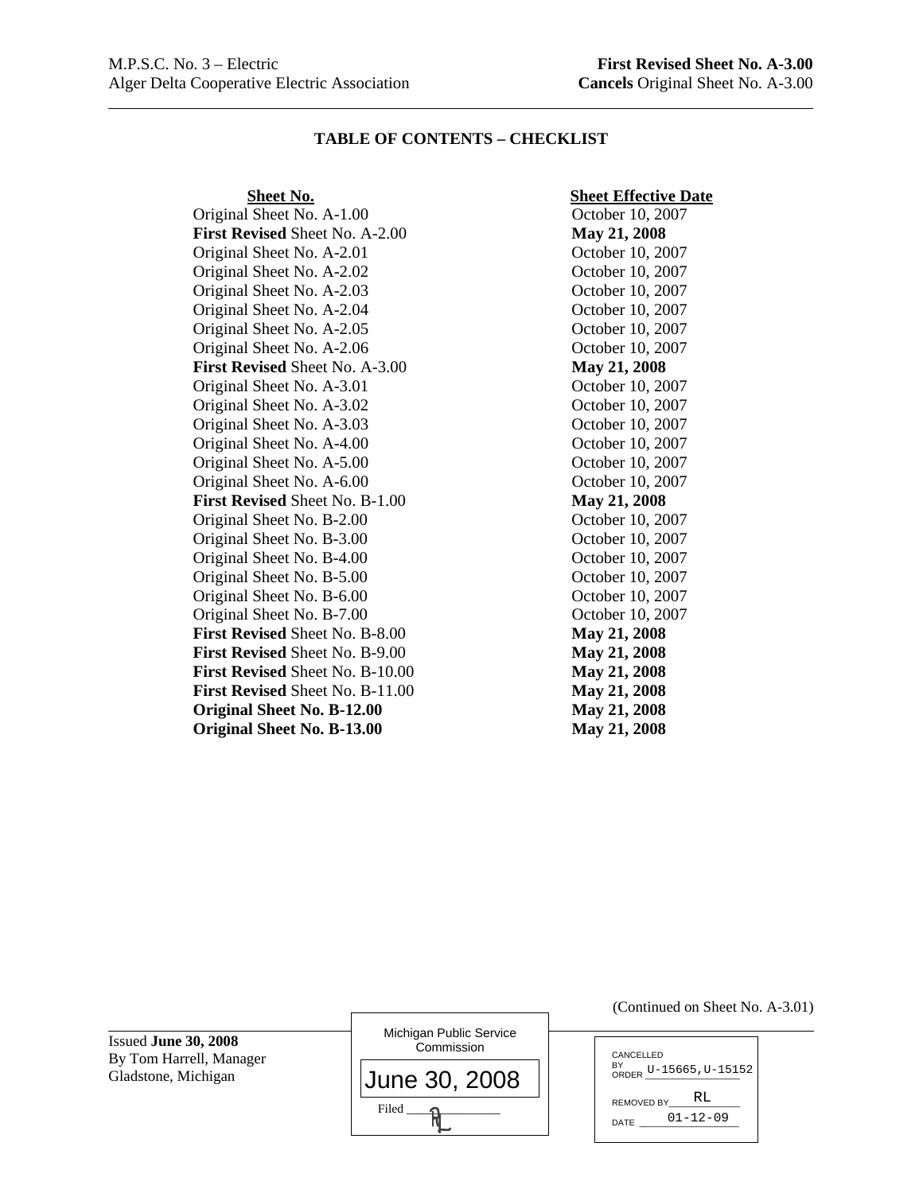M.P.S.C. No. 3 – Electric **First Revised Sheet No. A-3.00**
Alger Delta Cooperative Electric Association **Cancels** Original Sheet No. A-3.00

## TABLE OF CONTENTS – CHECKLIST

| Sheet No. | Sheet Effective Date |
|---|---|
| Original Sheet No. A-1.00 | October 10, 2007 |
| **First Revised** Sheet No. A-2.00 | **May 21, 2008** |
| Original Sheet No. A-2.01 | October 10, 2007 |
| Original Sheet No. A-2.02 | October 10, 2007 |
| Original Sheet No. A-2.03 | October 10, 2007 |
| Original Sheet No. A-2.04 | October 10, 2007 |
| Original Sheet No. A-2.05 | October 10, 2007 |
| Original Sheet No. A-2.06 | October 10, 2007 |
| **First Revised** Sheet No. A-3.00 | **May 21, 2008** |
| Original Sheet No. A-3.01 | October 10, 2007 |
| Original Sheet No. A-3.02 | October 10, 2007 |
| Original Sheet No. A-3.03 | October 10, 2007 |
| Original Sheet No. A-4.00 | October 10, 2007 |
| Original Sheet No. A-5.00 | October 10, 2007 |
| Original Sheet No. A-6.00 | October 10, 2007 |
| **First Revised** Sheet No. B-1.00 | **May 21, 2008** |
| Original Sheet No. B-2.00 | October 10, 2007 |
| Original Sheet No. B-3.00 | October 10, 2007 |
| Original Sheet No. B-4.00 | October 10, 2007 |
| Original Sheet No. B-5.00 | October 10, 2007 |
| Original Sheet No. B-6.00 | October 10, 2007 |
| Original Sheet No. B-7.00 | October 10, 2007 |
| **First Revised** Sheet No. B-8.00 | **May 21, 2008** |
| **First Revised** Sheet No. B-9.00 | **May 21, 2008** |
| **First Revised** Sheet No. B-10.00 | **May 21, 2008** |
| **First Revised** Sheet No. B-11.00 | **May 21, 2008** |
| **Original Sheet No. B-12.00** | **May 21, 2008** |
| **Original Sheet No. B-13.00** | **May 21, 2008** |

(Continued on Sheet No. A-3.01)

Issued **June 30, 2008**
By Tom Harrell, Manager
Gladstone, Michigan

Michigan Public Service Commission
June 30, 2008
Filed

CANCELLED BY ORDER U-15665,U-15152
REMOVED BY RL
DATE 01-12-09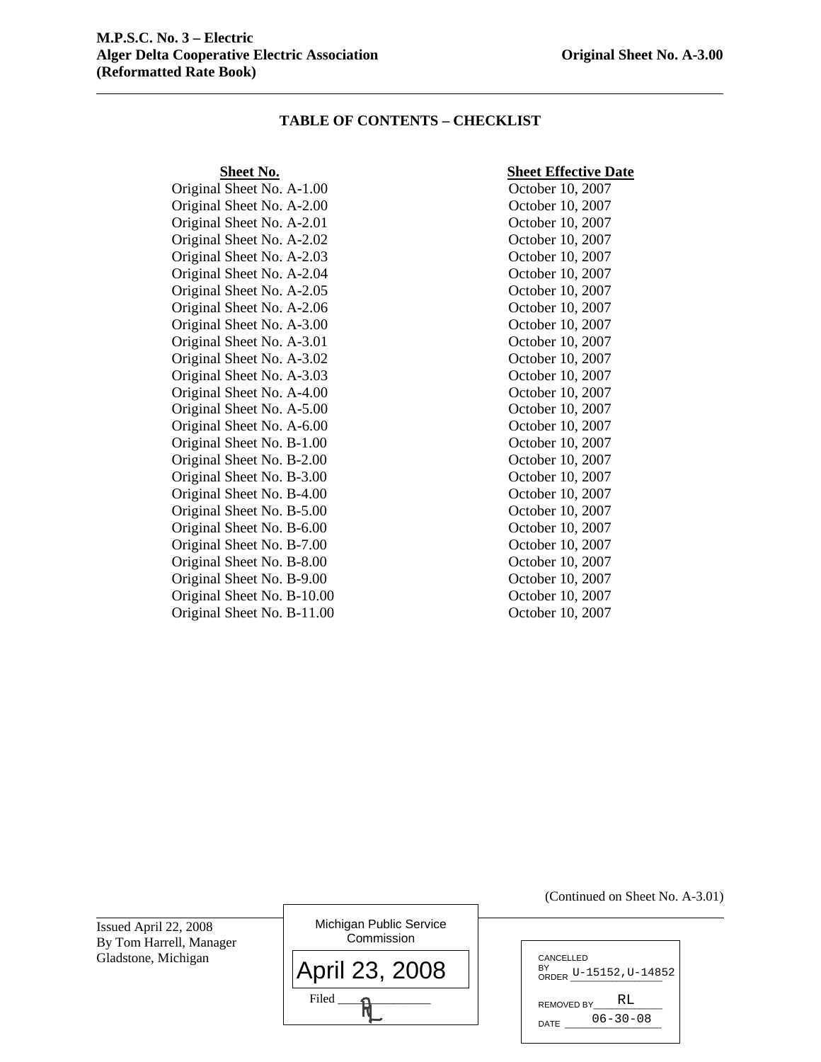M.P.S.C. No. 3 – Electric
Alger Delta Cooperative Electric Association
(Reformatted Rate Book)

Original Sheet No. A-3.00

## TABLE OF CONTENTS – CHECKLIST

| Sheet No. | Sheet Effective Date |
|---|---|
| Original Sheet No. A-1.00 | October 10, 2007 |
| Original Sheet No. A-2.00 | October 10, 2007 |
| Original Sheet No. A-2.01 | October 10, 2007 |
| Original Sheet No. A-2.02 | October 10, 2007 |
| Original Sheet No. A-2.03 | October 10, 2007 |
| Original Sheet No. A-2.04 | October 10, 2007 |
| Original Sheet No. A-2.05 | October 10, 2007 |
| Original Sheet No. A-2.06 | October 10, 2007 |
| Original Sheet No. A-3.00 | October 10, 2007 |
| Original Sheet No. A-3.01 | October 10, 2007 |
| Original Sheet No. A-3.02 | October 10, 2007 |
| Original Sheet No. A-3.03 | October 10, 2007 |
| Original Sheet No. A-4.00 | October 10, 2007 |
| Original Sheet No. A-5.00 | October 10, 2007 |
| Original Sheet No. A-6.00 | October 10, 2007 |
| Original Sheet No. B-1.00 | October 10, 2007 |
| Original Sheet No. B-2.00 | October 10, 2007 |
| Original Sheet No. B-3.00 | October 10, 2007 |
| Original Sheet No. B-4.00 | October 10, 2007 |
| Original Sheet No. B-5.00 | October 10, 2007 |
| Original Sheet No. B-6.00 | October 10, 2007 |
| Original Sheet No. B-7.00 | October 10, 2007 |
| Original Sheet No. B-8.00 | October 10, 2007 |
| Original Sheet No. B-9.00 | October 10, 2007 |
| Original Sheet No. B-10.00 | October 10, 2007 |
| Original Sheet No. B-11.00 | October 10, 2007 |

(Continued on Sheet No. A-3.01)

Issued April 22, 2008
By Tom Harrell, Manager
Gladstone, Michigan

Michigan Public Service Commission
April 23, 2008
Filed RL

CANCELLED BY ORDER U-15152,U-14852
REMOVED BY RL
DATE 06-30-08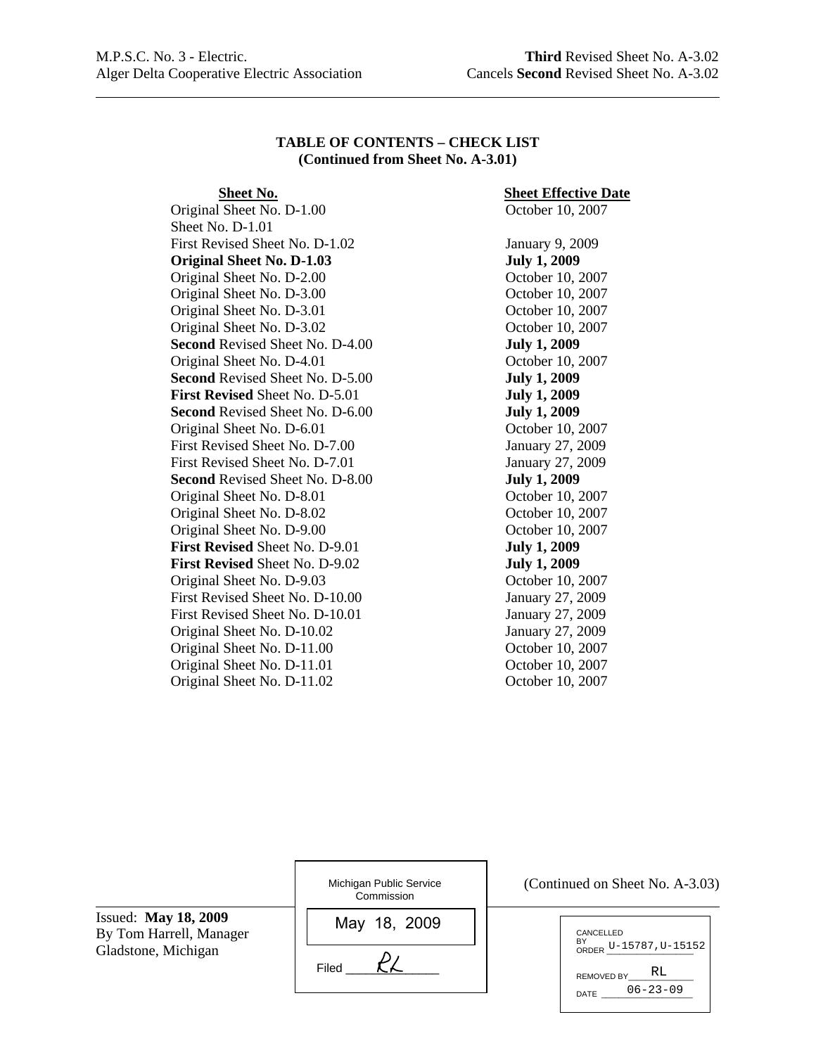M.P.S.C. No. 3 - Electric. **Third** Revised Sheet No. A-3.02
Alger Delta Cooperative Electric Association Cancels **Second** Revised Sheet No. A-3.02

**TABLE OF CONTENTS – CHECK LIST**
**(Continued from Sheet No. A-3.01)**

| Sheet No. | Sheet Effective Date |
|---|---|
| Original Sheet No. D-1.00 | October 10, 2007 |
| Sheet No. D-1.01 | |
| First Revised Sheet No. D-1.02 | January 9, 2009 |
| **Original Sheet No. D-1.03** | **July 1, 2009** |
| Original Sheet No. D-2.00 | October 10, 2007 |
| Original Sheet No. D-3.00 | October 10, 2007 |
| Original Sheet No. D-3.01 | October 10, 2007 |
| Original Sheet No. D-3.02 | October 10, 2007 |
| **Second** Revised Sheet No. D-4.00 | **July 1, 2009** |
| Original Sheet No. D-4.01 | October 10, 2007 |
| **Second** Revised Sheet No. D-5.00 | **July 1, 2009** |
| **First Revised** Sheet No. D-5.01 | **July 1, 2009** |
| **Second** Revised Sheet No. D-6.00 | **July 1, 2009** |
| Original Sheet No. D-6.01 | October 10, 2007 |
| First Revised Sheet No. D-7.00 | January 27, 2009 |
| First Revised Sheet No. D-7.01 | January 27, 2009 |
| **Second** Revised Sheet No. D-8.00 | **July 1, 2009** |
| Original Sheet No. D-8.01 | October 10, 2007 |
| Original Sheet No. D-8.02 | October 10, 2007 |
| Original Sheet No. D-9.00 | October 10, 2007 |
| **First Revised** Sheet No. D-9.01 | **July 1, 2009** |
| **First Revised** Sheet No. D-9.02 | **July 1, 2009** |
| Original Sheet No. D-9.03 | October 10, 2007 |
| First Revised Sheet No. D-10.00 | January 27, 2009 |
| First Revised Sheet No. D-10.01 | January 27, 2009 |
| Original Sheet No. D-10.02 | January 27, 2009 |
| Original Sheet No. D-11.00 | October 10, 2007 |
| Original Sheet No. D-11.01 | October 10, 2007 |
| Original Sheet No. D-11.02 | October 10, 2007 |

(Continued on Sheet No. A-3.03)

Issued: **May 18, 2009**
By Tom Harrell, Manager
Gladstone, Michigan

Michigan Public Service Commission
May 18, 2009
Filed RL

CANCELLED BY ORDER U-15787,U-15152
REMOVED BY RL
DATE 06-23-09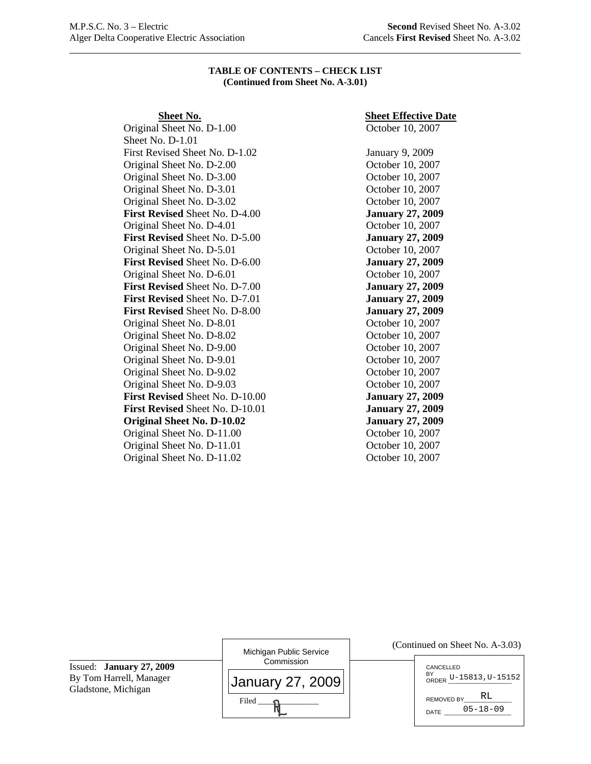**TABLE OF CONTENTS – CHECK LIST**
**(Continued from Sheet No. A-3.01)**

| Sheet No. | Sheet Effective Date |
|---|---|
| Original Sheet No. D-1.00 | October 10, 2007 |
| Sheet No. D-1.01 | |
| First Revised Sheet No. D-1.02 | January 9, 2009 |
| Original Sheet No. D-2.00 | October 10, 2007 |
| Original Sheet No. D-3.00 | October 10, 2007 |
| Original Sheet No. D-3.01 | October 10, 2007 |
| Original Sheet No. D-3.02 | October 10, 2007 |
| **First Revised** Sheet No. D-4.00 | **January 27, 2009** |
| Original Sheet No. D-4.01 | October 10, 2007 |
| **First Revised** Sheet No. D-5.00 | **January 27, 2009** |
| Original Sheet No. D-5.01 | October 10, 2007 |
| **First Revised** Sheet No. D-6.00 | **January 27, 2009** |
| Original Sheet No. D-6.01 | October 10, 2007 |
| **First Revised** Sheet No. D-7.00 | **January 27, 2009** |
| **First Revised** Sheet No. D-7.01 | **January 27, 2009** |
| **First Revised** Sheet No. D-8.00 | **January 27, 2009** |
| Original Sheet No. D-8.01 | October 10, 2007 |
| Original Sheet No. D-8.02 | October 10, 2007 |
| Original Sheet No. D-9.00 | October 10, 2007 |
| Original Sheet No. D-9.01 | October 10, 2007 |
| Original Sheet No. D-9.02 | October 10, 2007 |
| Original Sheet No. D-9.03 | October 10, 2007 |
| **First Revised** Sheet No. D-10.00 | **January 27, 2009** |
| **First Revised** Sheet No. D-10.01 | **January 27, 2009** |
| **Original Sheet No. D-10.02** | **January 27, 2009** |
| Original Sheet No. D-11.00 | October 10, 2007 |
| Original Sheet No. D-11.01 | October 10, 2007 |
| Original Sheet No. D-11.02 | October 10, 2007 |

(Continued on Sheet No. A-3.03)

Issued: **January 27, 2009**
By Tom Harrell, Manager
Gladstone, Michigan

Michigan Public Service Commission
January 27, 2009
Filed RL

CANCELLED BY ORDER U-15813,U-15152
REMOVED BY RL
DATE 05-18-09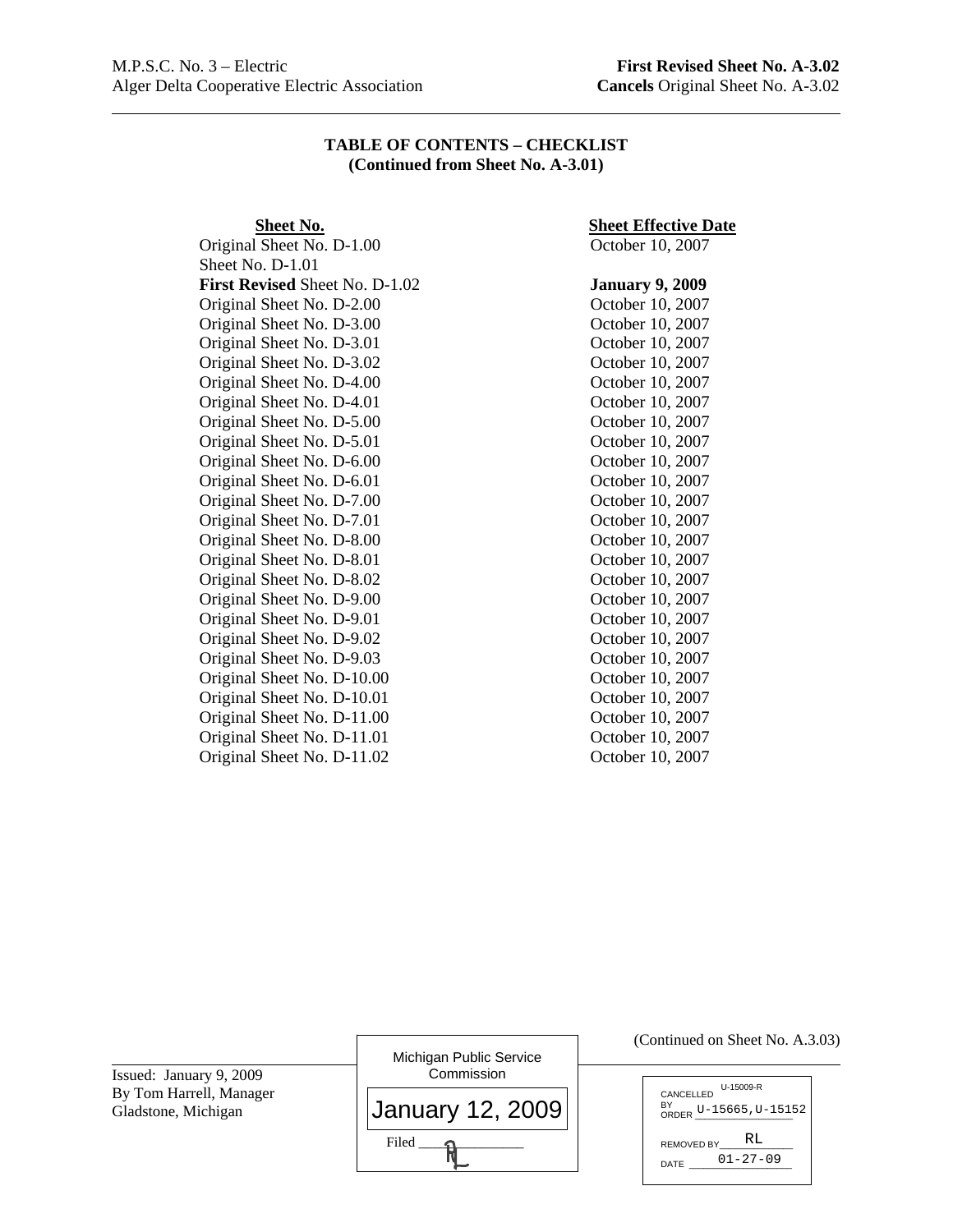M.P.S.C. No. 3 – Electric
Alger Delta Cooperative Electric Association

**First Revised Sheet No. A-3.02**
**Cancels** Original Sheet No. A-3.02

## TABLE OF CONTENTS – CHECKLIST
**(Continued from Sheet No. A-3.01)**

| Sheet No. | Sheet Effective Date |
|---|---|
| Original Sheet No. D-1.00 | October 10, 2007 |
| Sheet No. D-1.01 | |
| **First Revised** Sheet No. D-1.02 | **January 9, 2009** |
| Original Sheet No. D-2.00 | October 10, 2007 |
| Original Sheet No. D-3.00 | October 10, 2007 |
| Original Sheet No. D-3.01 | October 10, 2007 |
| Original Sheet No. D-3.02 | October 10, 2007 |
| Original Sheet No. D-4.00 | October 10, 2007 |
| Original Sheet No. D-4.01 | October 10, 2007 |
| Original Sheet No. D-5.00 | October 10, 2007 |
| Original Sheet No. D-5.01 | October 10, 2007 |
| Original Sheet No. D-6.00 | October 10, 2007 |
| Original Sheet No. D-6.01 | October 10, 2007 |
| Original Sheet No. D-7.00 | October 10, 2007 |
| Original Sheet No. D-7.01 | October 10, 2007 |
| Original Sheet No. D-8.00 | October 10, 2007 |
| Original Sheet No. D-8.01 | October 10, 2007 |
| Original Sheet No. D-8.02 | October 10, 2007 |
| Original Sheet No. D-9.00 | October 10, 2007 |
| Original Sheet No. D-9.01 | October 10, 2007 |
| Original Sheet No. D-9.02 | October 10, 2007 |
| Original Sheet No. D-9.03 | October 10, 2007 |
| Original Sheet No. D-10.00 | October 10, 2007 |
| Original Sheet No. D-10.01 | October 10, 2007 |
| Original Sheet No. D-11.00 | October 10, 2007 |
| Original Sheet No. D-11.01 | October 10, 2007 |
| Original Sheet No. D-11.02 | October 10, 2007 |

(Continued on Sheet No. A.3.03)

Issued: January 9, 2009
By Tom Harrell, Manager
Gladstone, Michigan

Michigan Public Service Commission
January 12, 2009
Filed

CANCELLED BY ORDER U-15009-R U-15665, U-15152
REMOVED BY RL
DATE 01-27-09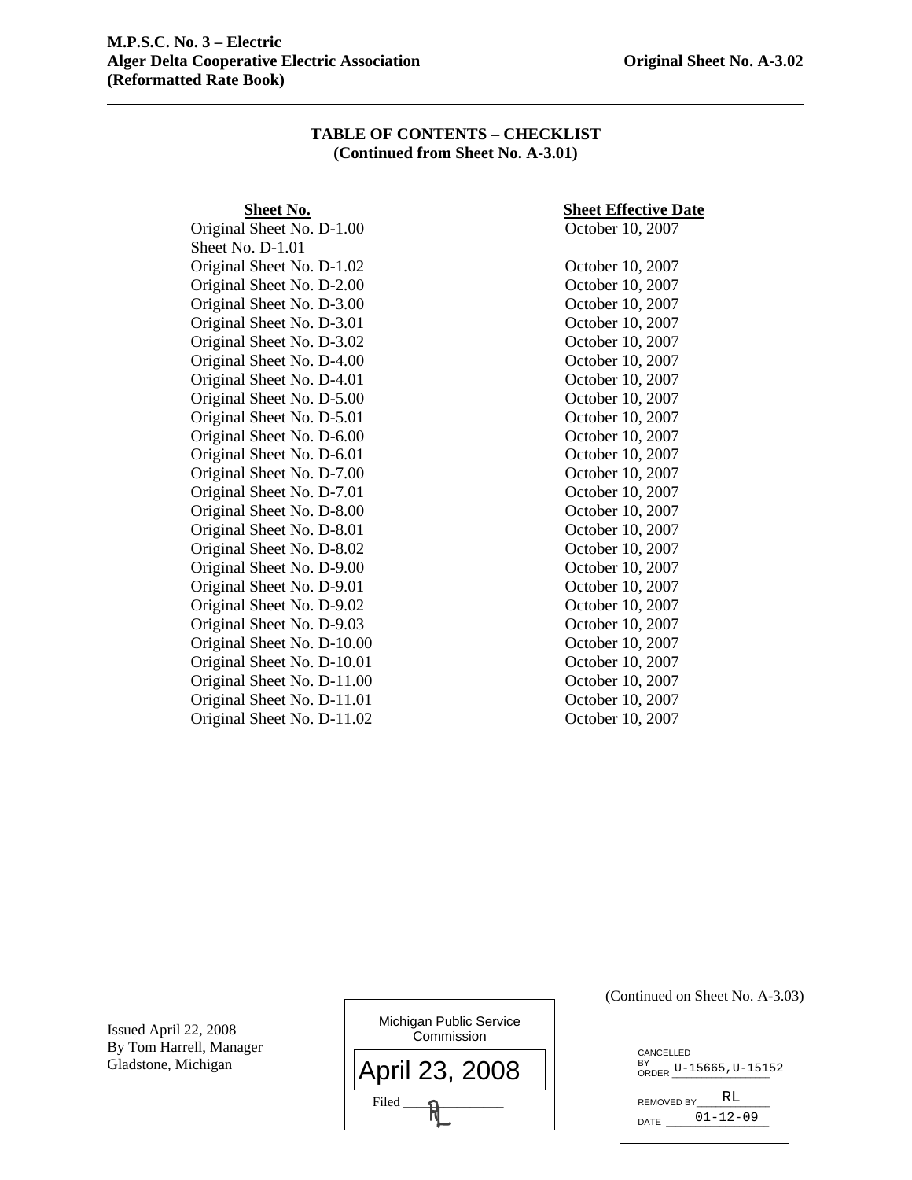**M.P.S.C. No. 3 – Electric**
**Alger Delta Cooperative Electric Association** **Original Sheet No. A-3.02**
**(Reformatted Rate Book)**

## TABLE OF CONTENTS – CHECKLIST
**(Continued from Sheet No. A-3.01)**

| Sheet No. | Sheet Effective Date |
|---|---|
| Original Sheet No. D-1.00 | October 10, 2007 |
| Sheet No. D-1.01 | |
| Original Sheet No. D-1.02 | October 10, 2007 |
| Original Sheet No. D-2.00 | October 10, 2007 |
| Original Sheet No. D-3.00 | October 10, 2007 |
| Original Sheet No. D-3.01 | October 10, 2007 |
| Original Sheet No. D-3.02 | October 10, 2007 |
| Original Sheet No. D-4.00 | October 10, 2007 |
| Original Sheet No. D-4.01 | October 10, 2007 |
| Original Sheet No. D-5.00 | October 10, 2007 |
| Original Sheet No. D-5.01 | October 10, 2007 |
| Original Sheet No. D-6.00 | October 10, 2007 |
| Original Sheet No. D-6.01 | October 10, 2007 |
| Original Sheet No. D-7.00 | October 10, 2007 |
| Original Sheet No. D-7.01 | October 10, 2007 |
| Original Sheet No. D-8.00 | October 10, 2007 |
| Original Sheet No. D-8.01 | October 10, 2007 |
| Original Sheet No. D-8.02 | October 10, 2007 |
| Original Sheet No. D-9.00 | October 10, 2007 |
| Original Sheet No. D-9.01 | October 10, 2007 |
| Original Sheet No. D-9.02 | October 10, 2007 |
| Original Sheet No. D-9.03 | October 10, 2007 |
| Original Sheet No. D-10.00 | October 10, 2007 |
| Original Sheet No. D-10.01 | October 10, 2007 |
| Original Sheet No. D-11.00 | October 10, 2007 |
| Original Sheet No. D-11.01 | October 10, 2007 |
| Original Sheet No. D-11.02 | October 10, 2007 |

(Continued on Sheet No. A-3.03)

Issued April 22, 2008
By Tom Harrell, Manager
Gladstone, Michigan

Michigan Public Service Commission
April 23, 2008
Filed RL

CANCELLED BY ORDER U-15665,U-15152
REMOVED BY RL
DATE 01-12-09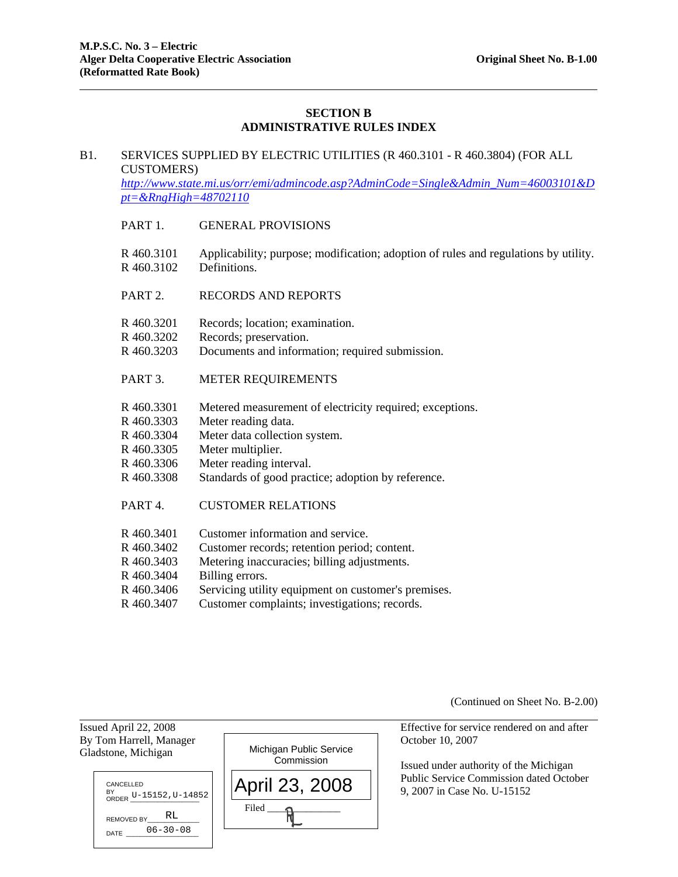## SECTION B
## ADMINISTRATIVE RULES INDEX

B1. SERVICES SUPPLIED BY ELECTRIC UTILITIES (R 460.3101 - R 460.3804) (FOR ALL CUSTOMERS)
*http://www.state.mi.us/orr/emi/admincode.asp?AdminCode=Single&Admin_Num=46003101&Dpt=&RngHigh=48702110*

PART 1. GENERAL PROVISIONS

| | |
|---|---|
| R 460.3101 | Applicability; purpose; modification; adoption of rules and regulations by utility. |
| R 460.3102 | Definitions. |

PART 2. RECORDS AND REPORTS

| | |
|---|---|
| R 460.3201 | Records; location; examination. |
| R 460.3202 | Records; preservation. |
| R 460.3203 | Documents and information; required submission. |

PART 3. METER REQUIREMENTS

| | |
|---|---|
| R 460.3301 | Metered measurement of electricity required; exceptions. |
| R 460.3303 | Meter reading data. |
| R 460.3304 | Meter data collection system. |
| R 460.3305 | Meter multiplier. |
| R 460.3306 | Meter reading interval. |
| R 460.3308 | Standards of good practice; adoption by reference. |

PART 4. CUSTOMER RELATIONS

| | |
|---|---|
| R 460.3401 | Customer information and service. |
| R 460.3402 | Customer records; retention period; content. |
| R 460.3403 | Metering inaccuracies; billing adjustments. |
| R 460.3404 | Billing errors. |
| R 460.3406 | Servicing utility equipment on customer's premises. |
| R 460.3407 | Customer complaints; investigations; records. |

(Continued on Sheet No. B-2.00)

Issued April 22, 2008
By Tom Harrell, Manager
Gladstone, Michigan

Effective for service rendered on and after October 10, 2007

Issued under authority of the Michigan Public Service Commission dated October 9, 2007 in Case No. U-15152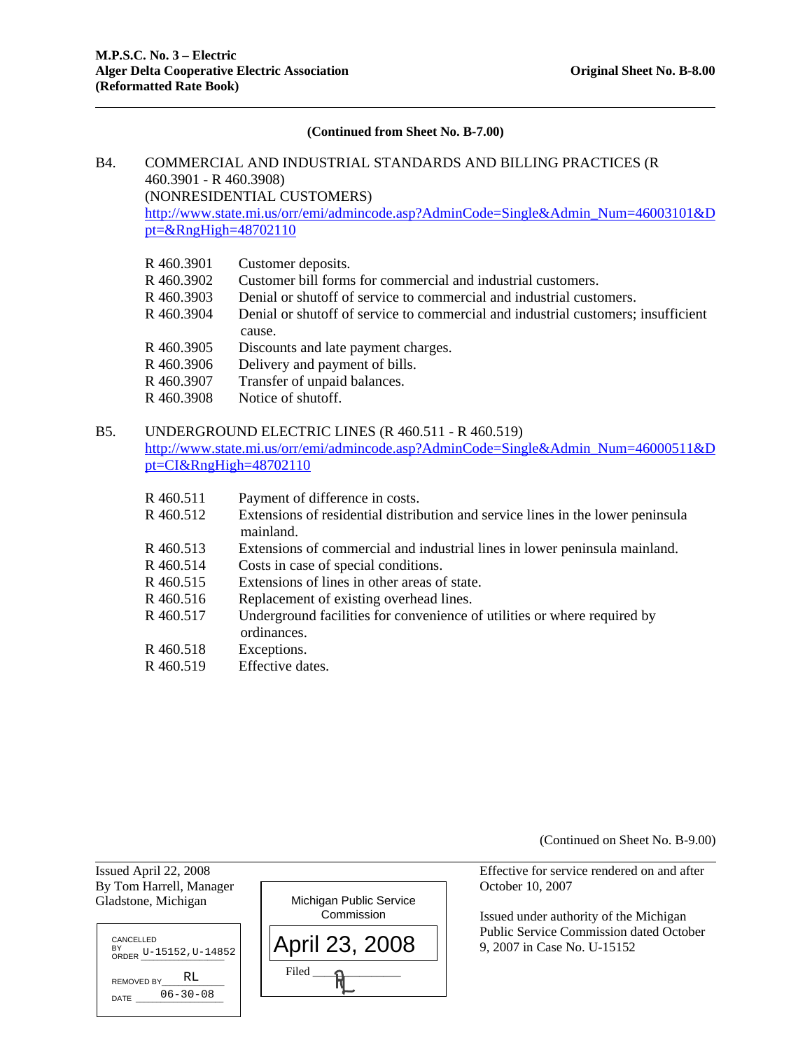(Continued from Sheet No. B-7.00)

B4. COMMERCIAL AND INDUSTRIAL STANDARDS AND BILLING PRACTICES (R 460.3901 - R 460.3908)
(NONRESIDENTIAL CUSTOMERS)
http://www.state.mi.us/orr/emi/admincode.asp?AdminCode=Single&Admin_Num=46003101&Dpt=&RngHigh=48702110

| | |
|---|---|
| R 460.3901 | Customer deposits. |
| R 460.3902 | Customer bill forms for commercial and industrial customers. |
| R 460.3903 | Denial or shutoff of service to commercial and industrial customers. |
| R 460.3904 | Denial or shutoff of service to commercial and industrial customers; insufficient cause. |
| R 460.3905 | Discounts and late payment charges. |
| R 460.3906 | Delivery and payment of bills. |
| R 460.3907 | Transfer of unpaid balances. |
| R 460.3908 | Notice of shutoff. |

B5. UNDERGROUND ELECTRIC LINES (R 460.511 - R 460.519)
http://www.state.mi.us/orr/emi/admincode.asp?AdminCode=Single&Admin_Num=46000511&Dpt=CI&RngHigh=48702110

| | |
|---|---|
| R 460.511 | Payment of difference in costs. |
| R 460.512 | Extensions of residential distribution and service lines in the lower peninsula mainland. |
| R 460.513 | Extensions of commercial and industrial lines in lower peninsula mainland. |
| R 460.514 | Costs in case of special conditions. |
| R 460.515 | Extensions of lines in other areas of state. |
| R 460.516 | Replacement of existing overhead lines. |
| R 460.517 | Underground facilities for convenience of utilities or where required by ordinances. |
| R 460.518 | Exceptions. |
| R 460.519 | Effective dates. |

(Continued on Sheet No. B-9.00)

Issued April 22, 2008
By Tom Harrell, Manager
Gladstone, Michigan

CANCELLED BY ORDER U-15152, U-14852
REMOVED BY RL
DATE 06-30-08

Michigan Public Service Commission
April 23, 2008
Filed RL

Effective for service rendered on and after October 10, 2007

Issued under authority of the Michigan Public Service Commission dated October 9, 2007 in Case No. U-15152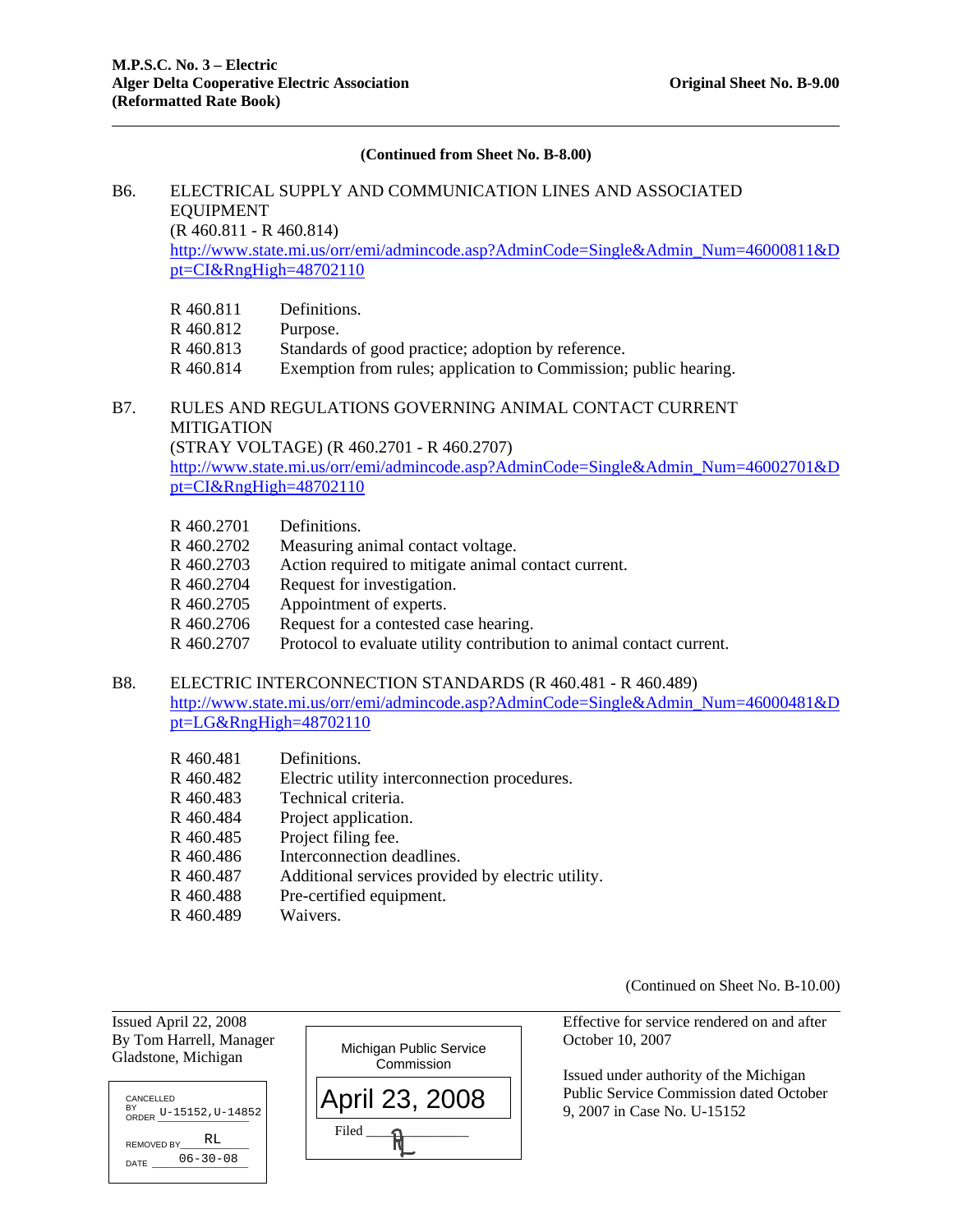**(Continued from Sheet No. B-8.00)**

B6. ELECTRICAL SUPPLY AND COMMUNICATION LINES AND ASSOCIATED EQUIPMENT
(R 460.811 - R 460.814)
http://www.state.mi.us/orr/emi/admincode.asp?AdminCode=Single&Admin_Num=46000811&Dpt=CI&RngHigh=48702110

| | |
|---|---|
| R 460.811 | Definitions. |
| R 460.812 | Purpose. |
| R 460.813 | Standards of good practice; adoption by reference. |
| R 460.814 | Exemption from rules; application to Commission; public hearing. |

B7. RULES AND REGULATIONS GOVERNING ANIMAL CONTACT CURRENT MITIGATION
(STRAY VOLTAGE) (R 460.2701 - R 460.2707)
http://www.state.mi.us/orr/emi/admincode.asp?AdminCode=Single&Admin_Num=46002701&Dpt=CI&RngHigh=48702110

| | |
|---|---|
| R 460.2701 | Definitions. |
| R 460.2702 | Measuring animal contact voltage. |
| R 460.2703 | Action required to mitigate animal contact current. |
| R 460.2704 | Request for investigation. |
| R 460.2705 | Appointment of experts. |
| R 460.2706 | Request for a contested case hearing. |
| R 460.2707 | Protocol to evaluate utility contribution to animal contact current. |

B8. ELECTRIC INTERCONNECTION STANDARDS (R 460.481 - R 460.489)
http://www.state.mi.us/orr/emi/admincode.asp?AdminCode=Single&Admin_Num=46000481&Dpt=LG&RngHigh=48702110

| | |
|---|---|
| R 460.481 | Definitions. |
| R 460.482 | Electric utility interconnection procedures. |
| R 460.483 | Technical criteria. |
| R 460.484 | Project application. |
| R 460.485 | Project filing fee. |
| R 460.486 | Interconnection deadlines. |
| R 460.487 | Additional services provided by electric utility. |
| R 460.488 | Pre-certified equipment. |
| R 460.489 | Waivers. |

(Continued on Sheet No. B-10.00)

Issued April 22, 2008
By Tom Harrell, Manager
Gladstone, Michigan

CANCELLED BY ORDER U-15152,U-14852
REMOVED BY RL
DATE 06-30-08

Michigan Public Service Commission
April 23, 2008
Filed RL

Effective for service rendered on and after October 10, 2007

Issued under authority of the Michigan Public Service Commission dated October 9, 2007 in Case No. U-15152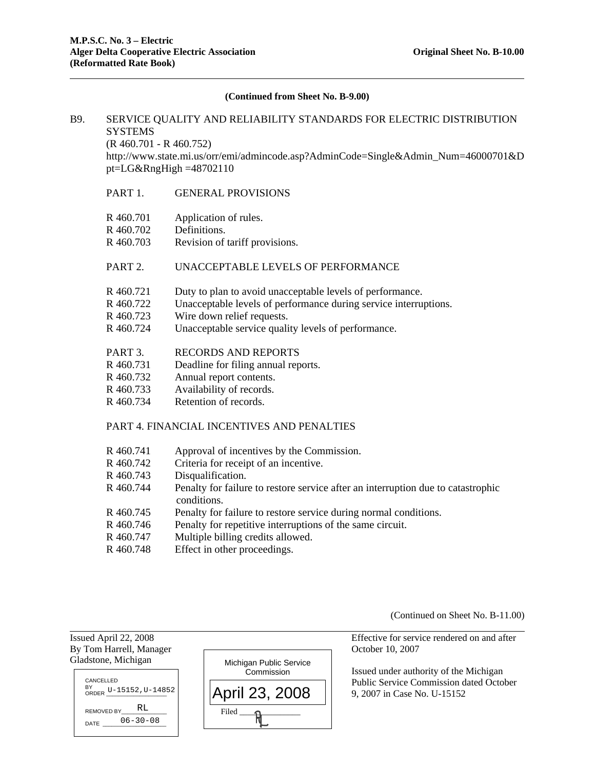(Continued from Sheet No. B-9.00)

B9. SERVICE QUALITY AND RELIABILITY STANDARDS FOR ELECTRIC DISTRIBUTION SYSTEMS
(R 460.701 - R 460.752)
http://www.state.mi.us/orr/emi/admincode.asp?AdminCode=Single&Admin_Num=46000701&Dpt=LG&RngHigh =48702110

PART 1. GENERAL PROVISIONS

R 460.701 Application of rules.
R 460.702 Definitions.
R 460.703 Revision of tariff provisions.

PART 2. UNACCEPTABLE LEVELS OF PERFORMANCE

R 460.721 Duty to plan to avoid unacceptable levels of performance.
R 460.722 Unacceptable levels of performance during service interruptions.
R 460.723 Wire down relief requests.
R 460.724 Unacceptable service quality levels of performance.

PART 3. RECORDS AND REPORTS

R 460.731 Deadline for filing annual reports.
R 460.732 Annual report contents.
R 460.733 Availability of records.
R 460.734 Retention of records.

PART 4. FINANCIAL INCENTIVES AND PENALTIES

R 460.741 Approval of incentives by the Commission.
R 460.742 Criteria for receipt of an incentive.
R 460.743 Disqualification.
R 460.744 Penalty for failure to restore service after an interruption due to catastrophic conditions.
R 460.745 Penalty for failure to restore service during normal conditions.
R 460.746 Penalty for repetitive interruptions of the same circuit.
R 460.747 Multiple billing credits allowed.
R 460.748 Effect in other proceedings.

(Continued on Sheet No. B-11.00)

Issued April 22, 2008
By Tom Harrell, Manager
Gladstone, Michigan

CANCELLED BY ORDER U-15152,U-14852
REMOVED BY RL
DATE 06-30-08

Michigan Public Service Commission
April 23, 2008
Filed RL

Effective for service rendered on and after October 10, 2007

Issued under authority of the Michigan Public Service Commission dated October 9, 2007 in Case No. U-15152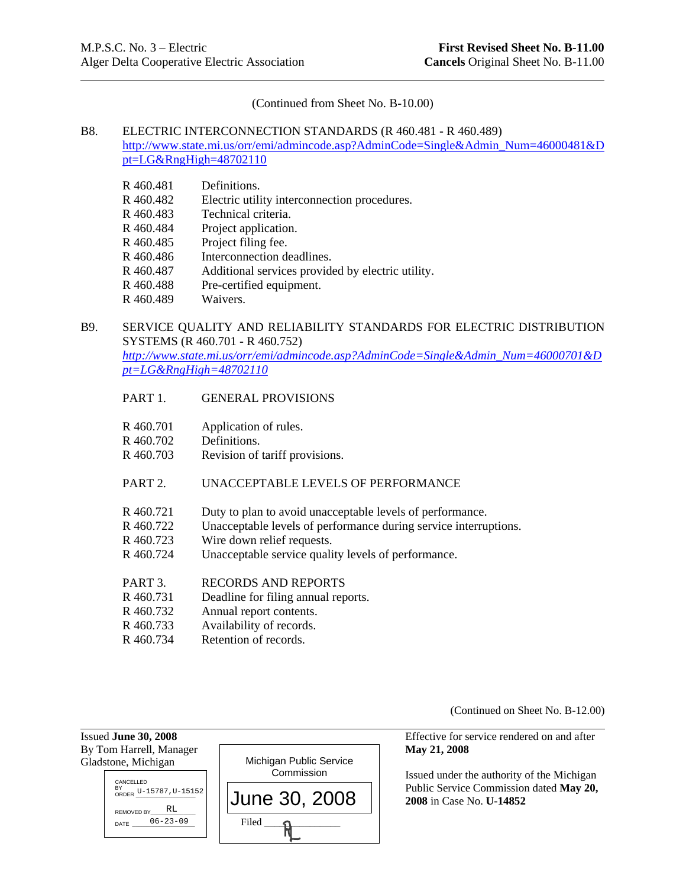(Continued from Sheet No. B-10.00)

B8. ELECTRIC INTERCONNECTION STANDARDS (R 460.481 - R 460.489)
http://www.state.mi.us/orr/emi/admincode.asp?AdminCode=Single&Admin_Num=46000481&Dpt=LG&RngHigh=48702110

| | |
|---|---|
| R 460.481 | Definitions. |
| R 460.482 | Electric utility interconnection procedures. |
| R 460.483 | Technical criteria. |
| R 460.484 | Project application. |
| R 460.485 | Project filing fee. |
| R 460.486 | Interconnection deadlines. |
| R 460.487 | Additional services provided by electric utility. |
| R 460.488 | Pre-certified equipment. |
| R 460.489 | Waivers. |

B9. SERVICE QUALITY AND RELIABILITY STANDARDS FOR ELECTRIC DISTRIBUTION SYSTEMS (R 460.701 - R 460.752)
*http://www.state.mi.us/orr/emi/admincode.asp?AdminCode=Single&Admin_Num=46000701&Dpt=LG&RngHigh=48702110*

PART 1. GENERAL PROVISIONS

| | |
|---|---|
| R 460.701 | Application of rules. |
| R 460.702 | Definitions. |
| R 460.703 | Revision of tariff provisions. |

PART 2. UNACCEPTABLE LEVELS OF PERFORMANCE

| | |
|---|---|
| R 460.721 | Duty to plan to avoid unacceptable levels of performance. |
| R 460.722 | Unacceptable levels of performance during service interruptions. |
| R 460.723 | Wire down relief requests. |
| R 460.724 | Unacceptable service quality levels of performance. |

PART 3. RECORDS AND REPORTS

| | |
|---|---|
| R 460.731 | Deadline for filing annual reports. |
| R 460.732 | Annual report contents. |
| R 460.733 | Availability of records. |
| R 460.734 | Retention of records. |

(Continued on Sheet No. B-12.00)

Issued **June 30, 2008**
By Tom Harrell, Manager
Gladstone, Michigan

CANCELLED BY ORDER U-15787, U-15152
REMOVED BY RL
DATE 06-23-09

Michigan Public Service Commission
June 30, 2008
Filed RL

Effective for service rendered on and after **May 21, 2008**

Issued under the authority of the Michigan Public Service Commission dated **May 20, 2008** in Case No. **U-14852**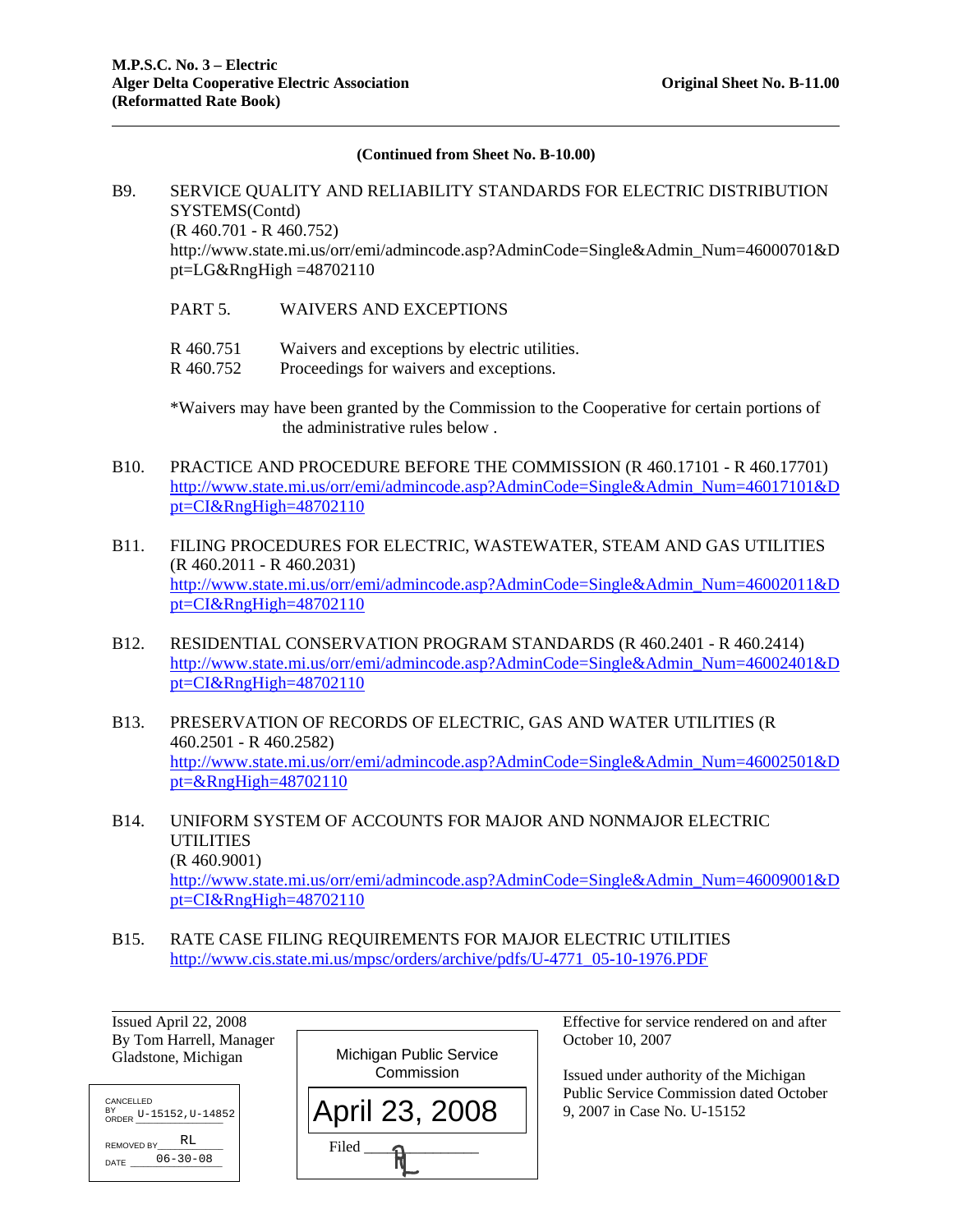(Continued from Sheet No. B-10.00)

B9. SERVICE QUALITY AND RELIABILITY STANDARDS FOR ELECTRIC DISTRIBUTION SYSTEMS(Contd)
(R 460.701 - R 460.752)
http://www.state.mi.us/orr/emi/admincode.asp?AdminCode=Single&Admin_Num=46000701&Dpt=LG&RngHigh =48702110

PART 5. WAIVERS AND EXCEPTIONS

R 460.751 Waivers and exceptions by electric utilities.
R 460.752 Proceedings for waivers and exceptions.

*Waivers may have been granted by the Commission to the Cooperative for certain portions of the administrative rules below .

B10. PRACTICE AND PROCEDURE BEFORE THE COMMISSION (R 460.17101 - R 460.17701)
http://www.state.mi.us/orr/emi/admincode.asp?AdminCode=Single&Admin_Num=46017101&Dpt=CI&RngHigh=48702110

B11. FILING PROCEDURES FOR ELECTRIC, WASTEWATER, STEAM AND GAS UTILITIES (R 460.2011 - R 460.2031)
http://www.state.mi.us/orr/emi/admincode.asp?AdminCode=Single&Admin_Num=46002011&Dpt=CI&RngHigh=48702110

B12. RESIDENTIAL CONSERVATION PROGRAM STANDARDS (R 460.2401 - R 460.2414)
http://www.state.mi.us/orr/emi/admincode.asp?AdminCode=Single&Admin_Num=46002401&Dpt=CI&RngHigh=48702110

B13. PRESERVATION OF RECORDS OF ELECTRIC, GAS AND WATER UTILITIES (R 460.2501 - R 460.2582)
http://www.state.mi.us/orr/emi/admincode.asp?AdminCode=Single&Admin_Num=46002501&Dpt=&RngHigh=48702110

B14. UNIFORM SYSTEM OF ACCOUNTS FOR MAJOR AND NONMAJOR ELECTRIC UTILITIES
(R 460.9001)
http://www.state.mi.us/orr/emi/admincode.asp?AdminCode=Single&Admin_Num=46009001&Dpt=CI&RngHigh=48702110

B15. RATE CASE FILING REQUIREMENTS FOR MAJOR ELECTRIC UTILITIES
http://www.cis.state.mi.us/mpsc/orders/archive/pdfs/U-4771_05-10-1976.PDF

Issued April 22, 2008
By Tom Harrell, Manager
Gladstone, Michigan

CANCELLED BY ORDER U-15152,U-14852
REMOVED BY RL
DATE 06-30-08

Michigan Public Service Commission
April 23, 2008
Filed RL

Effective for service rendered on and after October 10, 2007

Issued under authority of the Michigan Public Service Commission dated October 9, 2007 in Case No. U-15152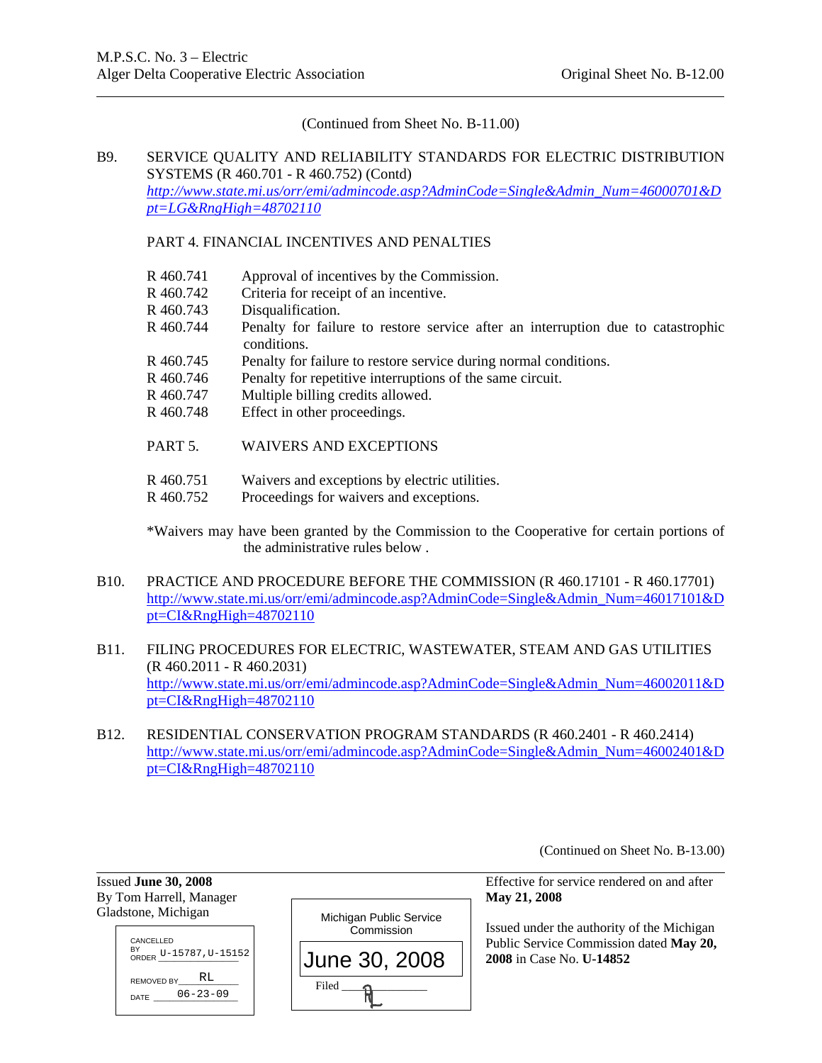(Continued from Sheet No. B-11.00)

B9. SERVICE QUALITY AND RELIABILITY STANDARDS FOR ELECTRIC DISTRIBUTION SYSTEMS (R 460.701 - R 460.752) (Contd)
*http://www.state.mi.us/orr/emi/admincode.asp?AdminCode=Single&Admin_Num=46000701&Dpt=LG&RngHigh=48702110*

PART 4. FINANCIAL INCENTIVES AND PENALTIES

| | |
|---|---|
| R 460.741 | Approval of incentives by the Commission. |
| R 460.742 | Criteria for receipt of an incentive. |
| R 460.743 | Disqualification. |
| R 460.744 | Penalty for failure to restore service after an interruption due to catastrophic conditions. |
| R 460.745 | Penalty for failure to restore service during normal conditions. |
| R 460.746 | Penalty for repetitive interruptions of the same circuit. |
| R 460.747 | Multiple billing credits allowed. |
| R 460.748 | Effect in other proceedings. |

PART 5. WAIVERS AND EXCEPTIONS

| | |
|---|---|
| R 460.751 | Waivers and exceptions by electric utilities. |
| R 460.752 | Proceedings for waivers and exceptions. |

*Waivers may have been granted by the Commission to the Cooperative for certain portions of the administrative rules below .

B10. PRACTICE AND PROCEDURE BEFORE THE COMMISSION (R 460.17101 - R 460.17701)
http://www.state.mi.us/orr/emi/admincode.asp?AdminCode=Single&Admin_Num=46017101&Dpt=CI&RngHigh=48702110

B11. FILING PROCEDURES FOR ELECTRIC, WASTEWATER, STEAM AND GAS UTILITIES (R 460.2011 - R 460.2031)
http://www.state.mi.us/orr/emi/admincode.asp?AdminCode=Single&Admin_Num=46002011&Dpt=CI&RngHigh=48702110

B12. RESIDENTIAL CONSERVATION PROGRAM STANDARDS (R 460.2401 - R 460.2414)
http://www.state.mi.us/orr/emi/admincode.asp?AdminCode=Single&Admin_Num=46002401&Dpt=CI&RngHigh=48702110

(Continued on Sheet No. B-13.00)

Issued **June 30, 2008**
By Tom Harrell, Manager
Gladstone, Michigan

CANCELLED BY ORDER U-15787,U-15152
REMOVED BY RL
DATE 06-23-09

Michigan Public Service Commission
June 30, 2008
Filed RL

Effective for service rendered on and after **May 21, 2008**

Issued under the authority of the Michigan Public Service Commission dated **May 20, 2008** in Case No. **U-14852**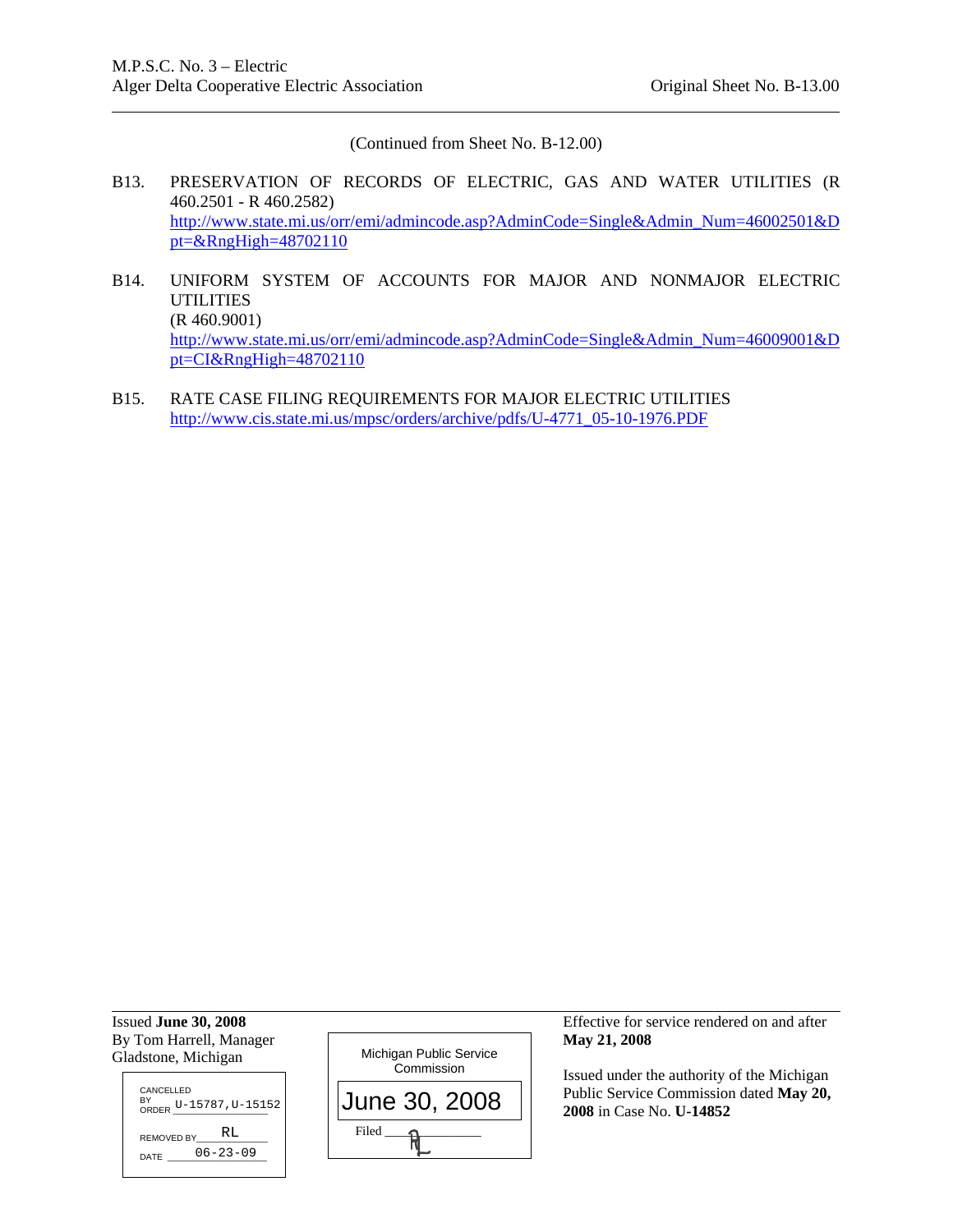(Continued from Sheet No. B-12.00)

B13. PRESERVATION OF RECORDS OF ELECTRIC, GAS AND WATER UTILITIES (R 460.2501 - R 460.2582)
http://www.state.mi.us/orr/emi/admincode.asp?AdminCode=Single&Admin_Num=46002501&Dpt=&RngHigh=48702110

B14. UNIFORM SYSTEM OF ACCOUNTS FOR MAJOR AND NONMAJOR ELECTRIC UTILITIES
(R 460.9001)
http://www.state.mi.us/orr/emi/admincode.asp?AdminCode=Single&Admin_Num=46009001&Dpt=CI&RngHigh=48702110

B15. RATE CASE FILING REQUIREMENTS FOR MAJOR ELECTRIC UTILITIES
http://www.cis.state.mi.us/mpsc/orders/archive/pdfs/U-4771_05-10-1976.PDF

Issued **June 30, 2008**
By Tom Harrell, Manager
Gladstone, Michigan

CANCELLED BY ORDER U-15787,U-15152
REMOVED BY RL
DATE 06-23-09

Michigan Public Service Commission
June 30, 2008
Filed RL

Effective for service rendered on and after **May 21, 2008**

Issued under the authority of the Michigan Public Service Commission dated **May 20, 2008** in Case No. **U-14852**